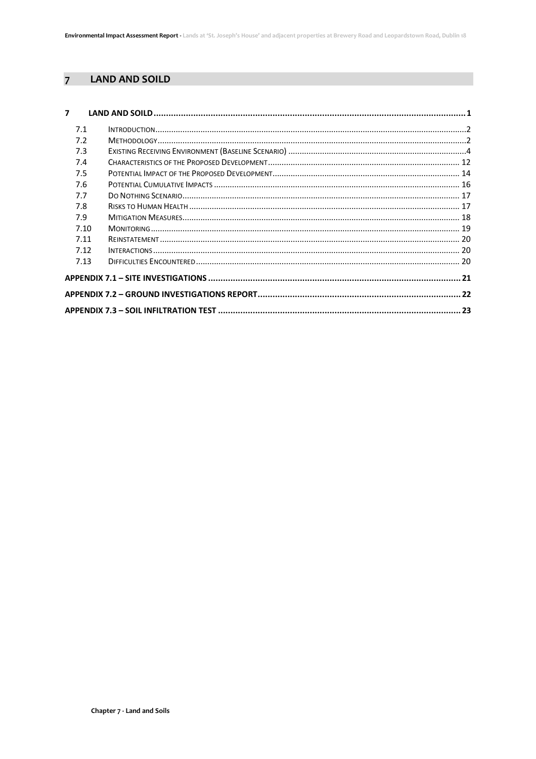# 7 LAND AND SOILD

| | | |
|---|---|---|
| **7** | **LAND AND SOILD** | **1** |
| 7.1 | INTRODUCTION | 2 |
| 7.2 | METHODOLOGY | 2 |
| 7.3 | EXISTING RECEIVING ENVIRONMENT (BASELINE SCENARIO) | 4 |
| 7.4 | CHARACTERISTICS OF THE PROPOSED DEVELOPMENT | 12 |
| 7.5 | POTENTIAL IMPACT OF THE PROPOSED DEVELOPMENT | 14 |
| 7.6 | POTENTIAL CUMULATIVE IMPACTS | 16 |
| 7.7 | DO NOTHING SCENARIO | 17 |
| 7.8 | RISKS TO HUMAN HEALTH | 17 |
| 7.9 | MITIGATION MEASURES | 18 |
| 7.10 | MONITORING | 19 |
| 7.11 | REINSTATEMENT | 20 |
| 7.12 | INTERACTIONS | 20 |
| 7.13 | DIFFICULTIES ENCOUNTERED | 20 |
| **APPENDIX 7.1 – SITE INVESTIGATIONS** | | **21** |
| **APPENDIX 7.2 – GROUND INVESTIGATIONS REPORT** | | **22** |
| **APPENDIX 7.3 – SOIL INFILTRATION TEST** | | **23** |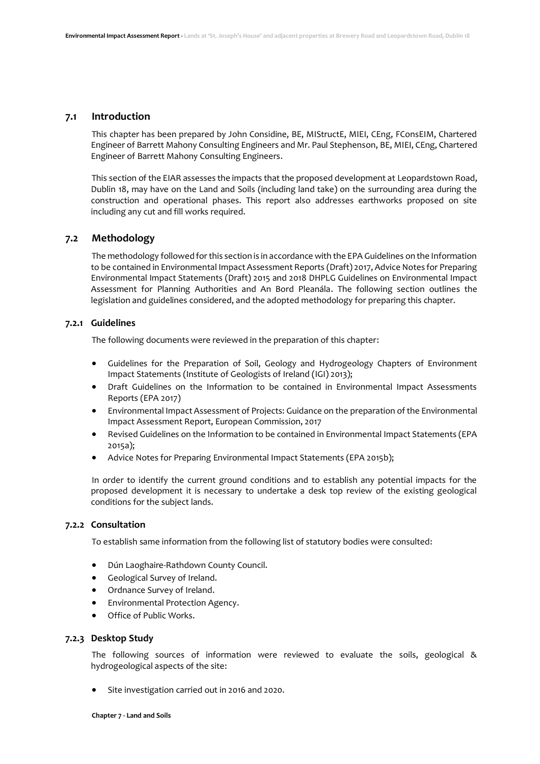## 7.1 Introduction

This chapter has been prepared by John Considine, BE, MIStructE, MIEI, CEng, FConsEIM, Chartered Engineer of Barrett Mahony Consulting Engineers and Mr. Paul Stephenson, BE, MIEI, CEng, Chartered Engineer of Barrett Mahony Consulting Engineers.

This section of the EIAR assesses the impacts that the proposed development at Leopardstown Road, Dublin 18, may have on the Land and Soils (including land take) on the surrounding area during the construction and operational phases. This report also addresses earthworks proposed on site including any cut and fill works required.

## 7.2 Methodology

The methodology followed for this section is in accordance with the EPA Guidelines on the Information to be contained in Environmental Impact Assessment Reports (Draft) 2017, Advice Notes for Preparing Environmental Impact Statements (Draft) 2015 and 2018 DHPLG Guidelines on Environmental Impact Assessment for Planning Authorities and An Bord Pleanála. The following section outlines the legislation and guidelines considered, and the adopted methodology for preparing this chapter.

### 7.2.1 Guidelines

The following documents were reviewed in the preparation of this chapter:

- Guidelines for the Preparation of Soil, Geology and Hydrogeology Chapters of Environment Impact Statements (Institute of Geologists of Ireland (IGI) 2013);
- Draft Guidelines on the Information to be contained in Environmental Impact Assessments Reports (EPA 2017)
- Environmental Impact Assessment of Projects: Guidance on the preparation of the Environmental Impact Assessment Report, European Commission, 2017
- Revised Guidelines on the Information to be contained in Environmental Impact Statements (EPA 2015a);
- Advice Notes for Preparing Environmental Impact Statements (EPA 2015b);

In order to identify the current ground conditions and to establish any potential impacts for the proposed development it is necessary to undertake a desk top review of the existing geological conditions for the subject lands.

### 7.2.2 Consultation

To establish same information from the following list of statutory bodies were consulted:

- Dún Laoghaire-Rathdown County Council.
- Geological Survey of Ireland.
- Ordnance Survey of Ireland.
- Environmental Protection Agency.
- Office of Public Works.

### 7.2.3 Desktop Study

The following sources of information were reviewed to evaluate the soils, geological & hydrogeological aspects of the site:

- Site investigation carried out in 2016 and 2020.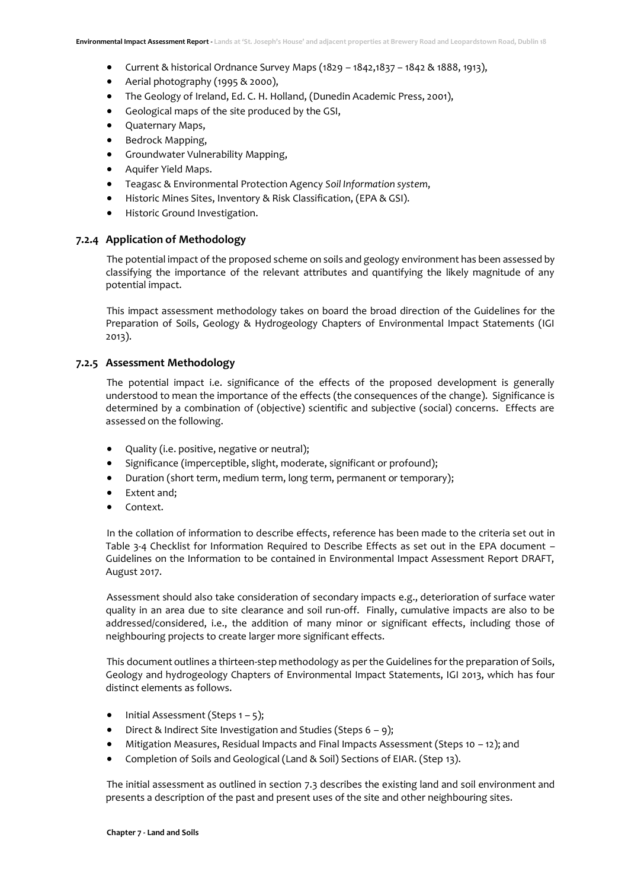- Current & historical Ordnance Survey Maps (1829 – 1842,1837 – 1842 & 1888, 1913),
- Aerial photography (1995 & 2000),
- The Geology of Ireland, Ed. C. H. Holland, (Dunedin Academic Press, 2001),
- Geological maps of the site produced by the GSI,
- Quaternary Maps,
- Bedrock Mapping,
- Groundwater Vulnerability Mapping,
- Aquifer Yield Maps.
- Teagasc & Environmental Protection Agency *Soil Information system*,
- Historic Mines Sites, Inventory & Risk Classification, (EPA & GSI).
- Historic Ground Investigation.

### 7.2.4 Application of Methodology

The potential impact of the proposed scheme on soils and geology environment has been assessed by classifying the importance of the relevant attributes and quantifying the likely magnitude of any potential impact.

This impact assessment methodology takes on board the broad direction of the Guidelines for the Preparation of Soils, Geology & Hydrogeology Chapters of Environmental Impact Statements (IGI 2013).

### 7.2.5 Assessment Methodology

The potential impact i.e. significance of the effects of the proposed development is generally understood to mean the importance of the effects (the consequences of the change). Significance is determined by a combination of (objective) scientific and subjective (social) concerns. Effects are assessed on the following.

- Quality (i.e. positive, negative or neutral);
- Significance (imperceptible, slight, moderate, significant or profound);
- Duration (short term, medium term, long term, permanent or temporary);
- Extent and;
- Context.

In the collation of information to describe effects, reference has been made to the criteria set out in Table 3-4 Checklist for Information Required to Describe Effects as set out in the EPA document – Guidelines on the Information to be contained in Environmental Impact Assessment Report DRAFT, August 2017.

Assessment should also take consideration of secondary impacts e.g., deterioration of surface water quality in an area due to site clearance and soil run-off. Finally, cumulative impacts are also to be addressed/considered, i.e., the addition of many minor or significant effects, including those of neighbouring projects to create larger more significant effects.

This document outlines a thirteen-step methodology as per the Guidelines for the preparation of Soils, Geology and hydrogeology Chapters of Environmental Impact Statements, IGI 2013, which has four distinct elements as follows.

- Initial Assessment (Steps 1 – 5);
- Direct & Indirect Site Investigation and Studies (Steps 6 – 9);
- Mitigation Measures, Residual Impacts and Final Impacts Assessment (Steps 10 – 12); and
- Completion of Soils and Geological (Land & Soil) Sections of EIAR. (Step 13).

The initial assessment as outlined in section 7.3 describes the existing land and soil environment and presents a description of the past and present uses of the site and other neighbouring sites.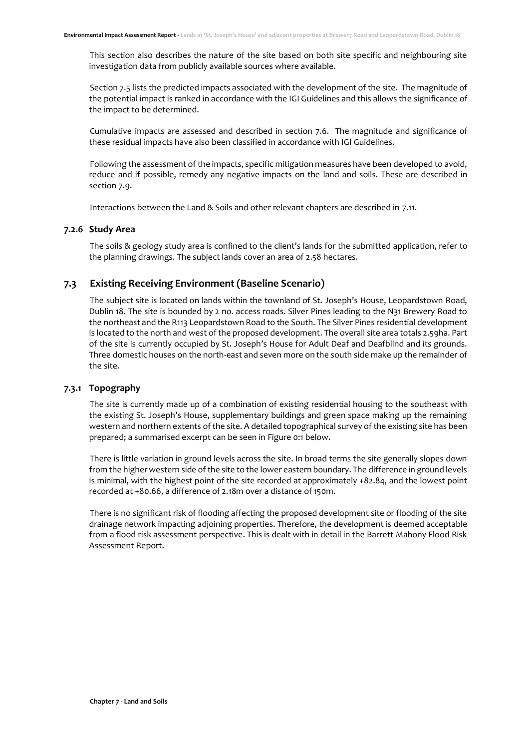This section also describes the nature of the site based on both site specific and neighbouring site investigation data from publicly available sources where available.

Section 7.5 lists the predicted impacts associated with the development of the site. The magnitude of the potential impact is ranked in accordance with the IGI Guidelines and this allows the significance of the impact to be determined.

Cumulative impacts are assessed and described in section 7.6. The magnitude and significance of these residual impacts have also been classified in accordance with IGI Guidelines.

Following the assessment of the impacts, specific mitigation measures have been developed to avoid, reduce and if possible, remedy any negative impacts on the land and soils. These are described in section 7.9.

Interactions between the Land & Soils and other relevant chapters are described in 7.11.

### 7.2.6 Study Area

The soils & geology study area is confined to the client's lands for the submitted application, refer to the planning drawings. The subject lands cover an area of 2.58 hectares.

## 7.3 Existing Receiving Environment (Baseline Scenario)

The subject site is located on lands within the townland of St. Joseph's House, Leopardstown Road, Dublin 18. The site is bounded by 2 no. access roads. Silver Pines leading to the N31 Brewery Road to the northeast and the R113 Leopardstown Road to the South. The Silver Pines residential development is located to the north and west of the proposed development. The overall site area totals 2.59ha. Part of the site is currently occupied by St. Joseph's House for Adult Deaf and Deafblind and its grounds. Three domestic houses on the north-east and seven more on the south side make up the remainder of the site.

### 7.3.1 Topography

The site is currently made up of a combination of existing residential housing to the southeast with the existing St. Joseph's House, supplementary buildings and green space making up the remaining western and northern extents of the site. A detailed topographical survey of the existing site has been prepared; a summarised excerpt can be seen in Figure 0:1 below.

There is little variation in ground levels across the site. In broad terms the site generally slopes down from the higher western side of the site to the lower eastern boundary. The difference in ground levels is minimal, with the highest point of the site recorded at approximately +82.84, and the lowest point recorded at +80.66, a difference of 2.18m over a distance of 150m.

There is no significant risk of flooding affecting the proposed development site or flooding of the site drainage network impacting adjoining properties. Therefore, the development is deemed acceptable from a flood risk assessment perspective. This is dealt with in detail in the Barrett Mahony Flood Risk Assessment Report.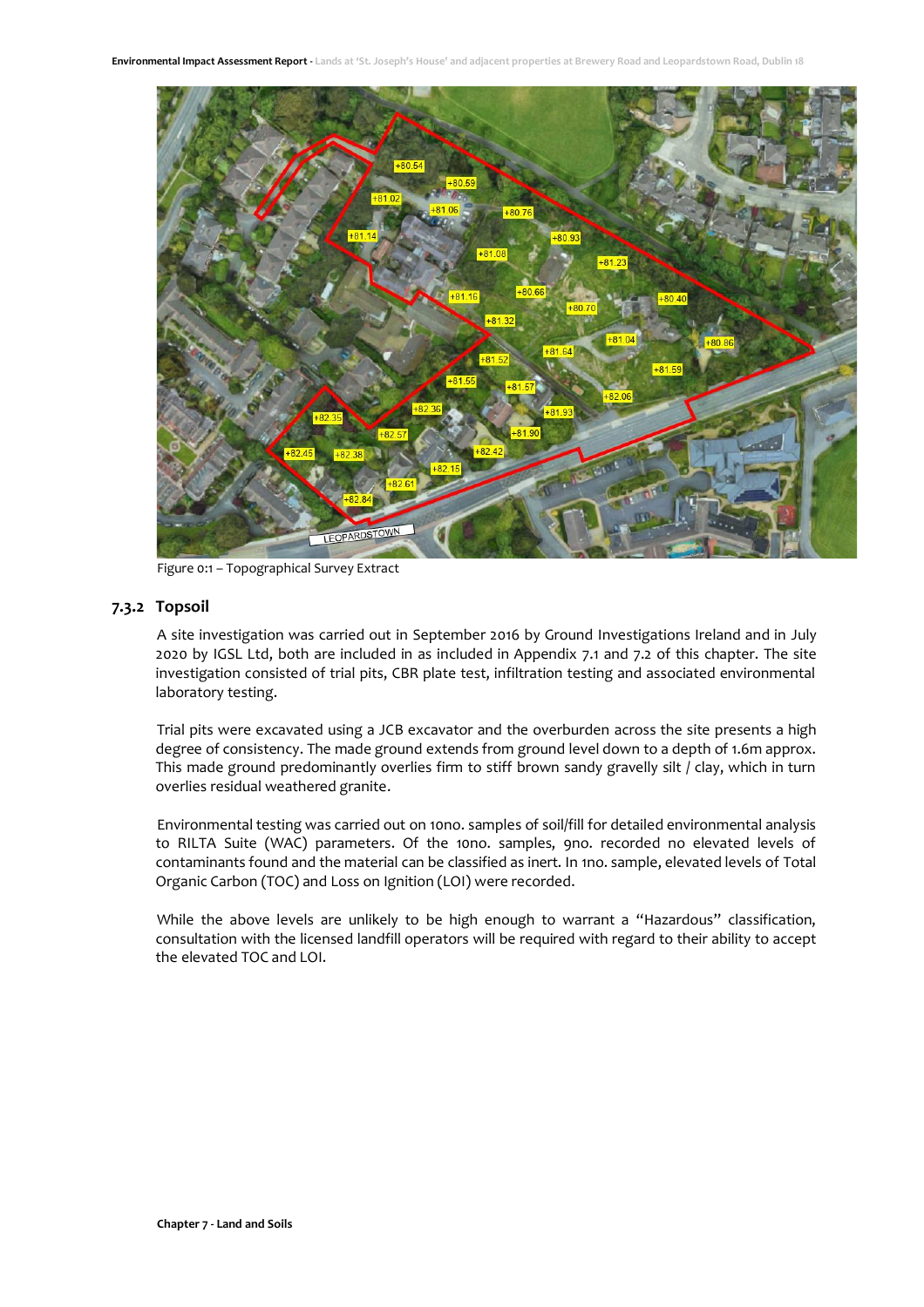Figure 0:1 – Topographical Survey Extract

### 7.3.2 Topsoil

A site investigation was carried out in September 2016 by Ground Investigations Ireland and in July 2020 by IGSL Ltd, both are included in as included in Appendix 7.1 and 7.2 of this chapter. The site investigation consisted of trial pits, CBR plate test, infiltration testing and associated environmental laboratory testing.

Trial pits were excavated using a JCB excavator and the overburden across the site presents a high degree of consistency. The made ground extends from ground level down to a depth of 1.6m approx. This made ground predominantly overlies firm to stiff brown sandy gravelly silt / clay, which in turn overlies residual weathered granite.

Environmental testing was carried out on 10no. samples of soil/fill for detailed environmental analysis to RILTA Suite (WAC) parameters. Of the 10no. samples, 9no. recorded no elevated levels of contaminants found and the material can be classified as inert. In 1no. sample, elevated levels of Total Organic Carbon (TOC) and Loss on Ignition (LOI) were recorded.

While the above levels are unlikely to be high enough to warrant a "Hazardous" classification, consultation with the licensed landfill operators will be required with regard to their ability to accept the elevated TOC and LOI.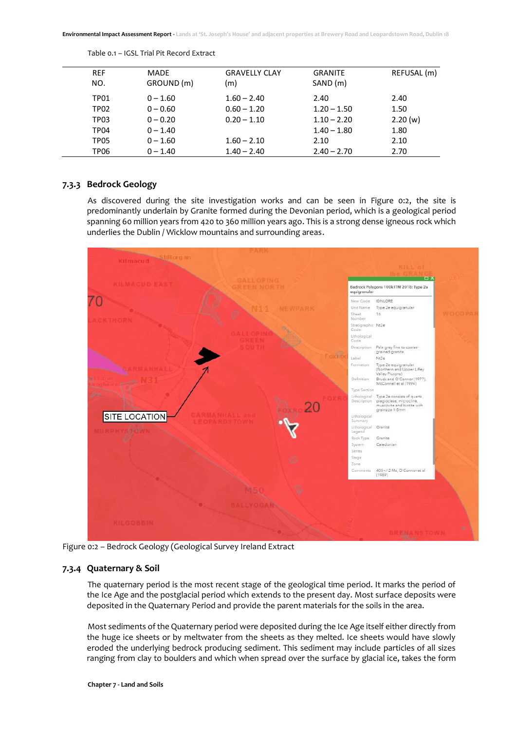Table 0.1 – IGSL Trial Pit Record Extract

| REF NO. | MADE GROUND (m) | GRAVELLY CLAY (m) | GRANITE SAND (m) | REFUSAL (m) |
|---|---|---|---|---|
| TP01 | 0 – 1.60 | 1.60 – 2.40 | 2.40 | 2.40 |
| TP02 | 0 – 0.60 | 0.60 – 1.20 | 1.20 – 1.50 | 1.50 |
| TP03 | 0 – 0.20 | 0.20 – 1.10 | 1.10 – 2.20 | 2.20 (w) |
| TP04 | 0 – 1.40 | | 1.40 – 1.80 | 1.80 |
| TP05 | 0 – 1.60 | 1.60 – 2.10 | 2.10 | 2.10 |
| TP06 | 0 – 1.40 | 1.40 – 2.40 | 2.40 – 2.70 | 2.70 |

### 7.3.3 Bedrock Geology

As discovered during the site investigation works and can be seen in Figure 0:2, the site is predominantly underlain by Granite formed during the Devonian period, which is a geological period spanning 60 million years from 420 to 360 million years ago. This is a strong dense igneous rock which underlies the Dublin / Wicklow mountains and surrounding areas.

Figure 0:2 – Bedrock Geology (Geological Survey Ireland Extract

### 7.3.4 Quaternary & Soil

The quaternary period is the most recent stage of the geological time period. It marks the period of the Ice Age and the postglacial period which extends to the present day. Most surface deposits were deposited in the Quaternary Period and provide the parent materials for the soils in the area.

Most sediments of the Quaternary period were deposited during the Ice Age itself either directly from the huge ice sheets or by meltwater from the sheets as they melted. Ice sheets would have slowly eroded the underlying bedrock producing sediment. This sediment may include particles of all sizes ranging from clay to boulders and which when spread over the surface by glacial ice, takes the form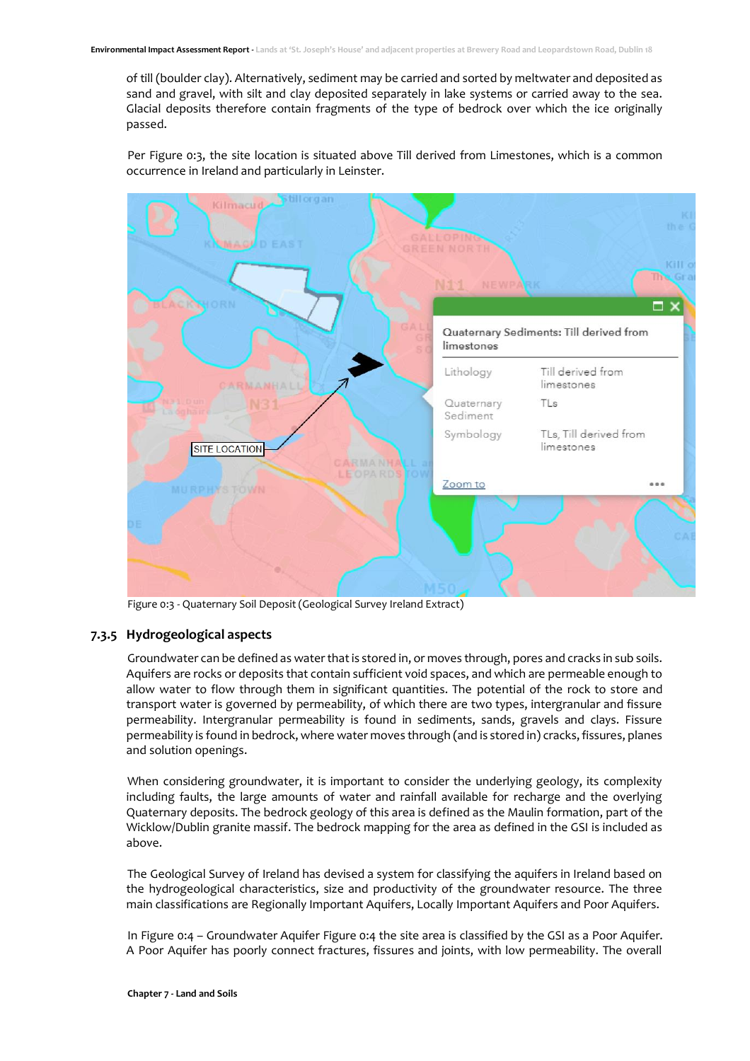of till (boulder clay). Alternatively, sediment may be carried and sorted by meltwater and deposited as sand and gravel, with silt and clay deposited separately in lake systems or carried away to the sea. Glacial deposits therefore contain fragments of the type of bedrock over which the ice originally passed.

Per Figure 0:3, the site location is situated above Till derived from Limestones, which is a common occurrence in Ireland and particularly in Leinster.

Figure 0:3 - Quaternary Soil Deposit (Geological Survey Ireland Extract)

### 7.3.5 Hydrogeological aspects

Groundwater can be defined as water that is stored in, or moves through, pores and cracks in sub soils. Aquifers are rocks or deposits that contain sufficient void spaces, and which are permeable enough to allow water to flow through them in significant quantities. The potential of the rock to store and transport water is governed by permeability, of which there are two types, intergranular and fissure permeability. Intergranular permeability is found in sediments, sands, gravels and clays. Fissure permeability is found in bedrock, where water moves through (and is stored in) cracks, fissures, planes and solution openings.

When considering groundwater, it is important to consider the underlying geology, its complexity including faults, the large amounts of water and rainfall available for recharge and the overlying Quaternary deposits. The bedrock geology of this area is defined as the Maulin formation, part of the Wicklow/Dublin granite massif. The bedrock mapping for the area as defined in the GSI is included as above.

The Geological Survey of Ireland has devised a system for classifying the aquifers in Ireland based on the hydrogeological characteristics, size and productivity of the groundwater resource. The three main classifications are Regionally Important Aquifers, Locally Important Aquifers and Poor Aquifers.

In Figure 0:4 – Groundwater Aquifer Figure 0:4 the site area is classified by the GSI as a Poor Aquifer. A Poor Aquifer has poorly connect fractures, fissures and joints, with low permeability. The overall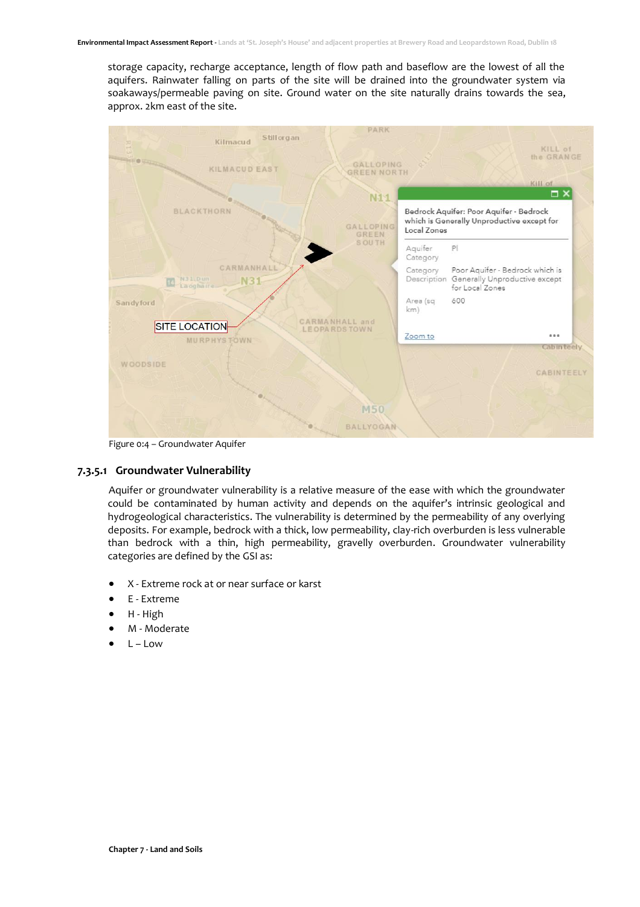storage capacity, recharge acceptance, length of flow path and baseflow are the lowest of all the aquifers. Rainwater falling on parts of the site will be drained into the groundwater system via soakaways/permeable paving on site. Ground water on the site naturally drains towards the sea, approx. 2km east of the site.

Figure 0:4 – Groundwater Aquifer

#### 7.3.5.1 Groundwater Vulnerability

Aquifer or groundwater vulnerability is a relative measure of the ease with which the groundwater could be contaminated by human activity and depends on the aquifer's intrinsic geological and hydrogeological characteristics. The vulnerability is determined by the permeability of any overlying deposits. For example, bedrock with a thick, low permeability, clay-rich overburden is less vulnerable than bedrock with a thin, high permeability, gravelly overburden. Groundwater vulnerability categories are defined by the GSI as:

- X - Extreme rock at or near surface or karst
- E - Extreme
- H - High
- M - Moderate
- L – Low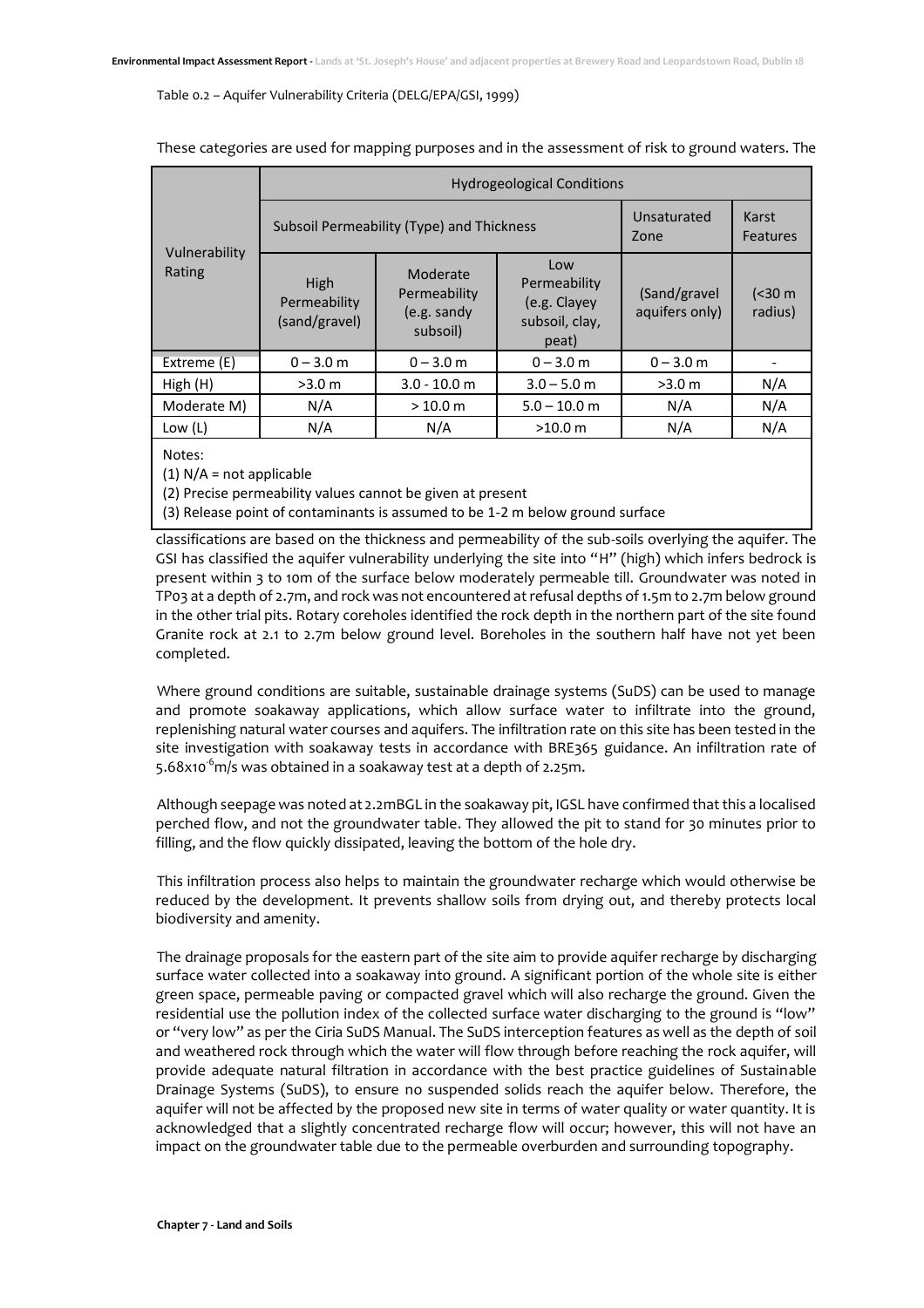Table 0.2 – Aquifer Vulnerability Criteria (DELG/EPA/GSI, 1999)

These categories are used for mapping purposes and in the assessment of risk to ground waters. The

| Vulnerability Rating | Hydrogeological Conditions | | | | |
|---|---|---|---|---|---|
| | Subsoil Permeability (Type) and Thickness | | | Unsaturated Zone | Karst Features |
| | High Permeability (sand/gravel) | Moderate Permeability (e.g. sandy subsoil) | Low Permeability (e.g. Clayey subsoil, clay, peat) | (Sand/gravel aquifers only) | (<30 m radius) |
| Extreme (E) | 0 – 3.0 m | 0 – 3.0 m | 0 – 3.0 m | 0 – 3.0 m | - |
| High (H) | >3.0 m | 3.0 - 10.0 m | 3.0 – 5.0 m | >3.0 m | N/A |
| Moderate M) | N/A | > 10.0 m | 5.0 – 10.0 m | N/A | N/A |
| Low (L) | N/A | N/A | >10.0 m | N/A | N/A |

Notes:
(1) N/A = not applicable
(2) Precise permeability values cannot be given at present
(3) Release point of contaminants is assumed to be 1-2 m below ground surface

classifications are based on the thickness and permeability of the sub-soils overlying the aquifer. The GSI has classified the aquifer vulnerability underlying the site into "H" (high) which infers bedrock is present within 3 to 10m of the surface below moderately permeable till. Groundwater was noted in TP03 at a depth of 2.7m, and rock was not encountered at refusal depths of 1.5m to 2.7m below ground in the other trial pits. Rotary coreholes identified the rock depth in the northern part of the site found Granite rock at 2.1 to 2.7m below ground level. Boreholes in the southern half have not yet been completed.

Where ground conditions are suitable, sustainable drainage systems (SuDS) can be used to manage and promote soakaway applications, which allow surface water to infiltrate into the ground, replenishing natural water courses and aquifers. The infiltration rate on this site has been tested in the site investigation with soakaway tests in accordance with BRE365 guidance. An infiltration rate of $5.68 \times 10^{-6}$m/s was obtained in a soakaway test at a depth of 2.25m.

Although seepage was noted at 2.2mBGL in the soakaway pit, IGSL have confirmed that this a localised perched flow, and not the groundwater table. They allowed the pit to stand for 30 minutes prior to filling, and the flow quickly dissipated, leaving the bottom of the hole dry.

This infiltration process also helps to maintain the groundwater recharge which would otherwise be reduced by the development. It prevents shallow soils from drying out, and thereby protects local biodiversity and amenity.

The drainage proposals for the eastern part of the site aim to provide aquifer recharge by discharging surface water collected into a soakaway into ground. A significant portion of the whole site is either green space, permeable paving or compacted gravel which will also recharge the ground. Given the residential use the pollution index of the collected surface water discharging to the ground is "low" or "very low" as per the Ciria SuDS Manual. The SuDS interception features as well as the depth of soil and weathered rock through which the water will flow through before reaching the rock aquifer, will provide adequate natural filtration in accordance with the best practice guidelines of Sustainable Drainage Systems (SuDS), to ensure no suspended solids reach the aquifer below. Therefore, the aquifer will not be affected by the proposed new site in terms of water quality or water quantity. It is acknowledged that a slightly concentrated recharge flow will occur; however, this will not have an impact on the groundwater table due to the permeable overburden and surrounding topography.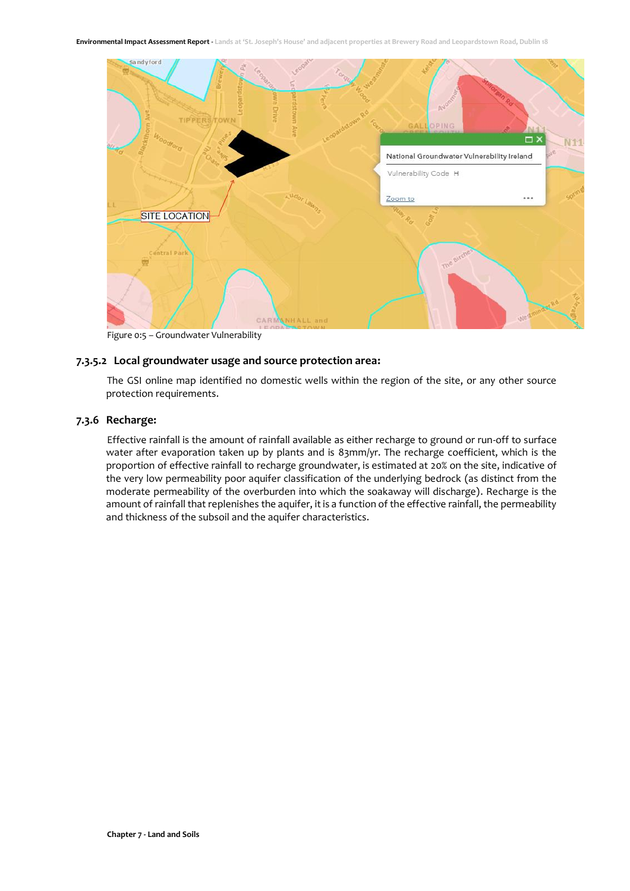Figure 0:5 – Groundwater Vulnerability

### 7.3.5.2 Local groundwater usage and source protection area:

The GSI online map identified no domestic wells within the region of the site, or any other source protection requirements.

### 7.3.6 Recharge:

Effective rainfall is the amount of rainfall available as either recharge to ground or run-off to surface water after evaporation taken up by plants and is 83mm/yr. The recharge coefficient, which is the proportion of effective rainfall to recharge groundwater, is estimated at 20% on the site, indicative of the very low permeability poor aquifer classification of the underlying bedrock (as distinct from the moderate permeability of the overburden into which the soakaway will discharge). Recharge is the amount of rainfall that replenishes the aquifer, it is a function of the effective rainfall, the permeability and thickness of the subsoil and the aquifer characteristics.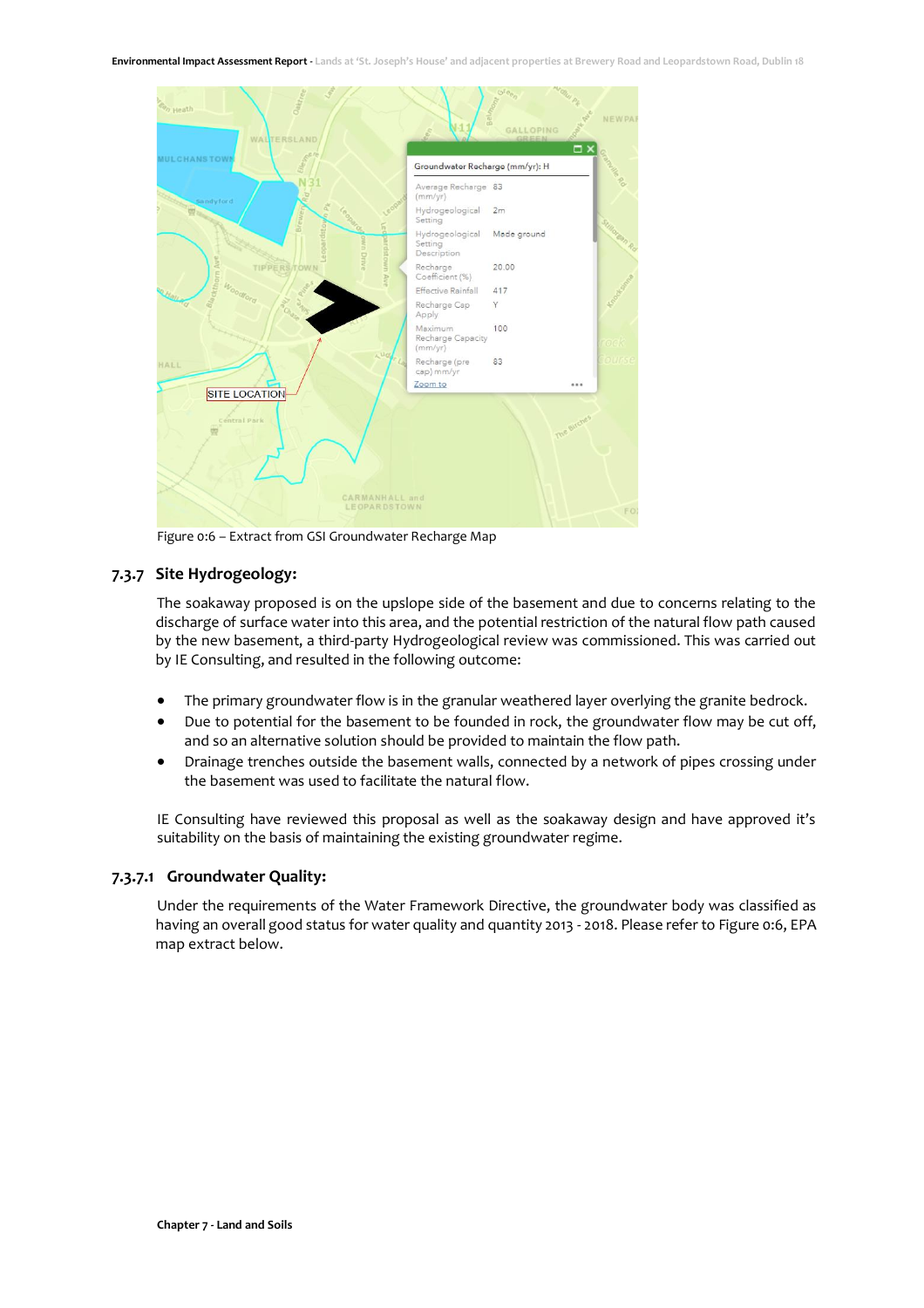Figure 0:6 – Extract from GSI Groundwater Recharge Map

### 7.3.7 Site Hydrogeology:

The soakaway proposed is on the upslope side of the basement and due to concerns relating to the discharge of surface water into this area, and the potential restriction of the natural flow path caused by the new basement, a third-party Hydrogeological review was commissioned. This was carried out by IE Consulting, and resulted in the following outcome:

- The primary groundwater flow is in the granular weathered layer overlying the granite bedrock.
- Due to potential for the basement to be founded in rock, the groundwater flow may be cut off, and so an alternative solution should be provided to maintain the flow path.
- Drainage trenches outside the basement walls, connected by a network of pipes crossing under the basement was used to facilitate the natural flow.

IE Consulting have reviewed this proposal as well as the soakaway design and have approved it's suitability on the basis of maintaining the existing groundwater regime.

#### 7.3.7.1 Groundwater Quality:

Under the requirements of the Water Framework Directive, the groundwater body was classified as having an overall good status for water quality and quantity 2013 - 2018. Please refer to Figure 0:6, EPA map extract below.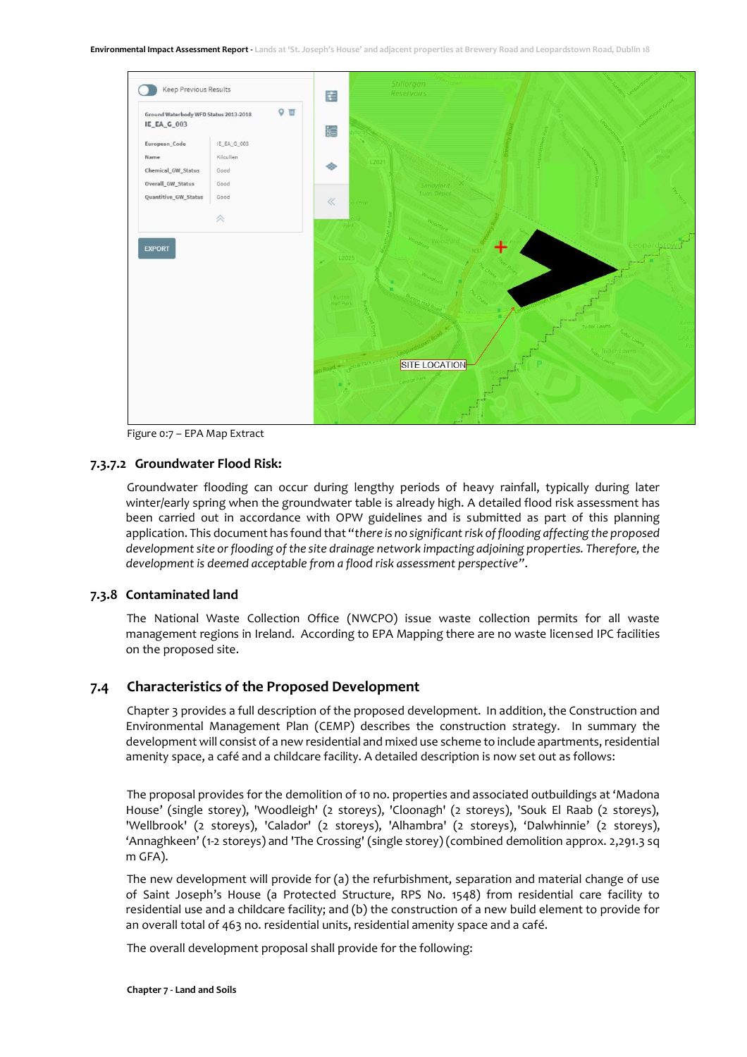Figure 0:7 – EPA Map Extract

### 7.3.7.2 Groundwater Flood Risk:

Groundwater flooding can occur during lengthy periods of heavy rainfall, typically during later winter/early spring when the groundwater table is already high. A detailed flood risk assessment has been carried out in accordance with OPW guidelines and is submitted as part of this planning application. This document has found that "*there is no significant risk of flooding affecting the proposed development site or flooding of the site drainage network impacting adjoining properties. Therefore, the development is deemed acceptable from a flood risk assessment perspective*".

### 7.3.8 Contaminated land

The National Waste Collection Office (NWCPO) issue waste collection permits for all waste management regions in Ireland. According to EPA Mapping there are no waste licensed IPC facilities on the proposed site.

## 7.4 Characteristics of the Proposed Development

Chapter 3 provides a full description of the proposed development. In addition, the Construction and Environmental Management Plan (CEMP) describes the construction strategy. In summary the development will consist of a new residential and mixed use scheme to include apartments, residential amenity space, a café and a childcare facility. A detailed description is now set out as follows:

The proposal provides for the demolition of 10 no. properties and associated outbuildings at 'Madona House' (single storey), 'Woodleigh' (2 storeys), 'Cloonagh' (2 storeys), 'Souk El Raab (2 storeys), 'Wellbrook' (2 storeys), 'Calador' (2 storeys), 'Alhambra' (2 storeys), 'Dalwhinnie' (2 storeys), 'Annaghkeen' (1-2 storeys) and 'The Crossing' (single storey) (combined demolition approx. 2,291.3 sq m GFA).

The new development will provide for (a) the refurbishment, separation and material change of use of Saint Joseph's House (a Protected Structure, RPS No. 1548) from residential care facility to residential use and a childcare facility; and (b) the construction of a new build element to provide for an overall total of 463 no. residential units, residential amenity space and a café.

The overall development proposal shall provide for the following: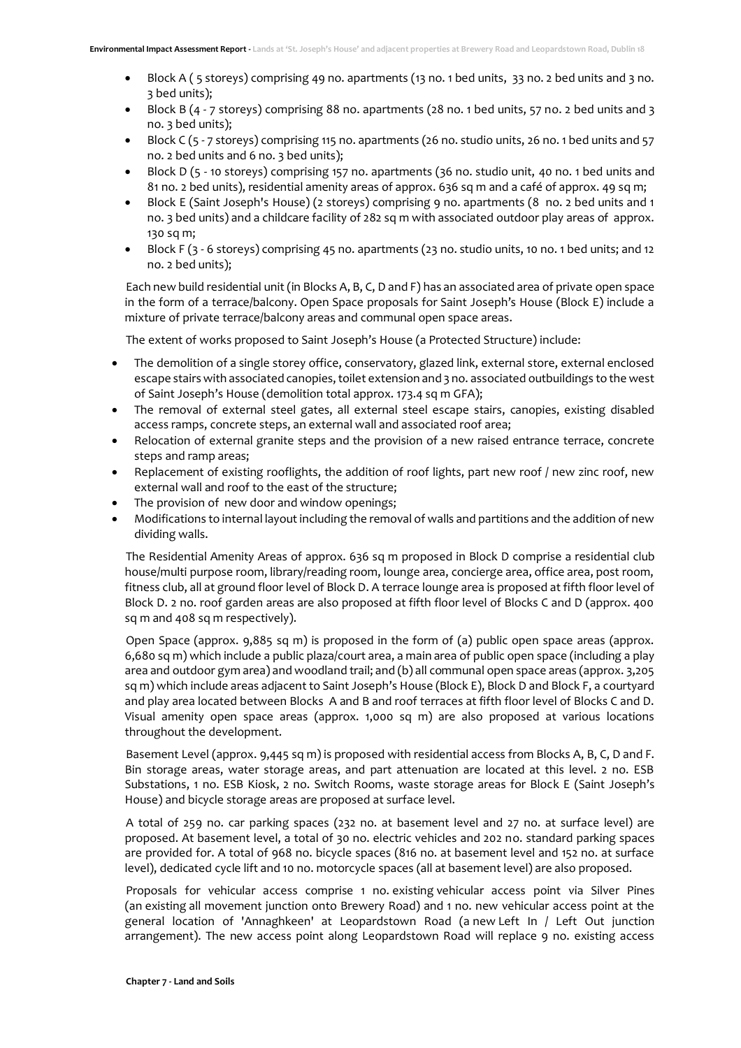- Block A ( 5 storeys) comprising 49 no. apartments (13 no. 1 bed units, 33 no. 2 bed units and 3 no. 3 bed units);
- Block B (4 - 7 storeys) comprising 88 no. apartments (28 no. 1 bed units, 57 no. 2 bed units and 3 no. 3 bed units);
- Block C (5 - 7 storeys) comprising 115 no. apartments (26 no. studio units, 26 no. 1 bed units and 57 no. 2 bed units and 6 no. 3 bed units);
- Block D (5 - 10 storeys) comprising 157 no. apartments (36 no. studio unit, 40 no. 1 bed units and 81 no. 2 bed units), residential amenity areas of approx. 636 sq m and a café of approx. 49 sq m;
- Block E (Saint Joseph's House) (2 storeys) comprising 9 no. apartments (8 no. 2 bed units and 1 no. 3 bed units) and a childcare facility of 282 sq m with associated outdoor play areas of approx. 130 sq m;
- Block F (3 - 6 storeys) comprising 45 no. apartments (23 no. studio units, 10 no. 1 bed units; and 12 no. 2 bed units);

Each new build residential unit (in Blocks A, B, C, D and F) has an associated area of private open space in the form of a terrace/balcony. Open Space proposals for Saint Joseph's House (Block E) include a mixture of private terrace/balcony areas and communal open space areas.

The extent of works proposed to Saint Joseph's House (a Protected Structure) include:

- The demolition of a single storey office, conservatory, glazed link, external store, external enclosed escape stairs with associated canopies, toilet extension and 3 no. associated outbuildings to the west of Saint Joseph's House (demolition total approx. 173.4 sq m GFA);
- The removal of external steel gates, all external steel escape stairs, canopies, existing disabled access ramps, concrete steps, an external wall and associated roof area;
- Relocation of external granite steps and the provision of a new raised entrance terrace, concrete steps and ramp areas;
- Replacement of existing rooflights, the addition of roof lights, part new roof / new zinc roof, new external wall and roof to the east of the structure;
- The provision of new door and window openings;
- Modifications to internal layout including the removal of walls and partitions and the addition of new dividing walls.

The Residential Amenity Areas of approx. 636 sq m proposed in Block D comprise a residential club house/multi purpose room, library/reading room, lounge area, concierge area, office area, post room, fitness club, all at ground floor level of Block D. A terrace lounge area is proposed at fifth floor level of Block D. 2 no. roof garden areas are also proposed at fifth floor level of Blocks C and D (approx. 400 sq m and 408 sq m respectively).

Open Space (approx. 9,885 sq m) is proposed in the form of (a) public open space areas (approx. 6,680 sq m) which include a public plaza/court area, a main area of public open space (including a play area and outdoor gym area) and woodland trail; and (b) all communal open space areas (approx. 3,205 sq m) which include areas adjacent to Saint Joseph's House (Block E), Block D and Block F, a courtyard and play area located between Blocks A and B and roof terraces at fifth floor level of Blocks C and D. Visual amenity open space areas (approx. 1,000 sq m) are also proposed at various locations throughout the development.

Basement Level (approx. 9,445 sq m) is proposed with residential access from Blocks A, B, C, D and F. Bin storage areas, water storage areas, and part attenuation are located at this level. 2 no. ESB Substations, 1 no. ESB Kiosk, 2 no. Switch Rooms, waste storage areas for Block E (Saint Joseph's House) and bicycle storage areas are proposed at surface level.

A total of 259 no. car parking spaces (232 no. at basement level and 27 no. at surface level) are proposed. At basement level, a total of 30 no. electric vehicles and 202 no. standard parking spaces are provided for. A total of 968 no. bicycle spaces (816 no. at basement level and 152 no. at surface level), dedicated cycle lift and 10 no. motorcycle spaces (all at basement level) are also proposed.

Proposals for vehicular access comprise 1 no. existing vehicular access point via Silver Pines (an existing all movement junction onto Brewery Road) and 1 no. new vehicular access point at the general location of 'Annaghkeen' at Leopardstown Road (a new Left In / Left Out junction arrangement). The new access point along Leopardstown Road will replace 9 no. existing access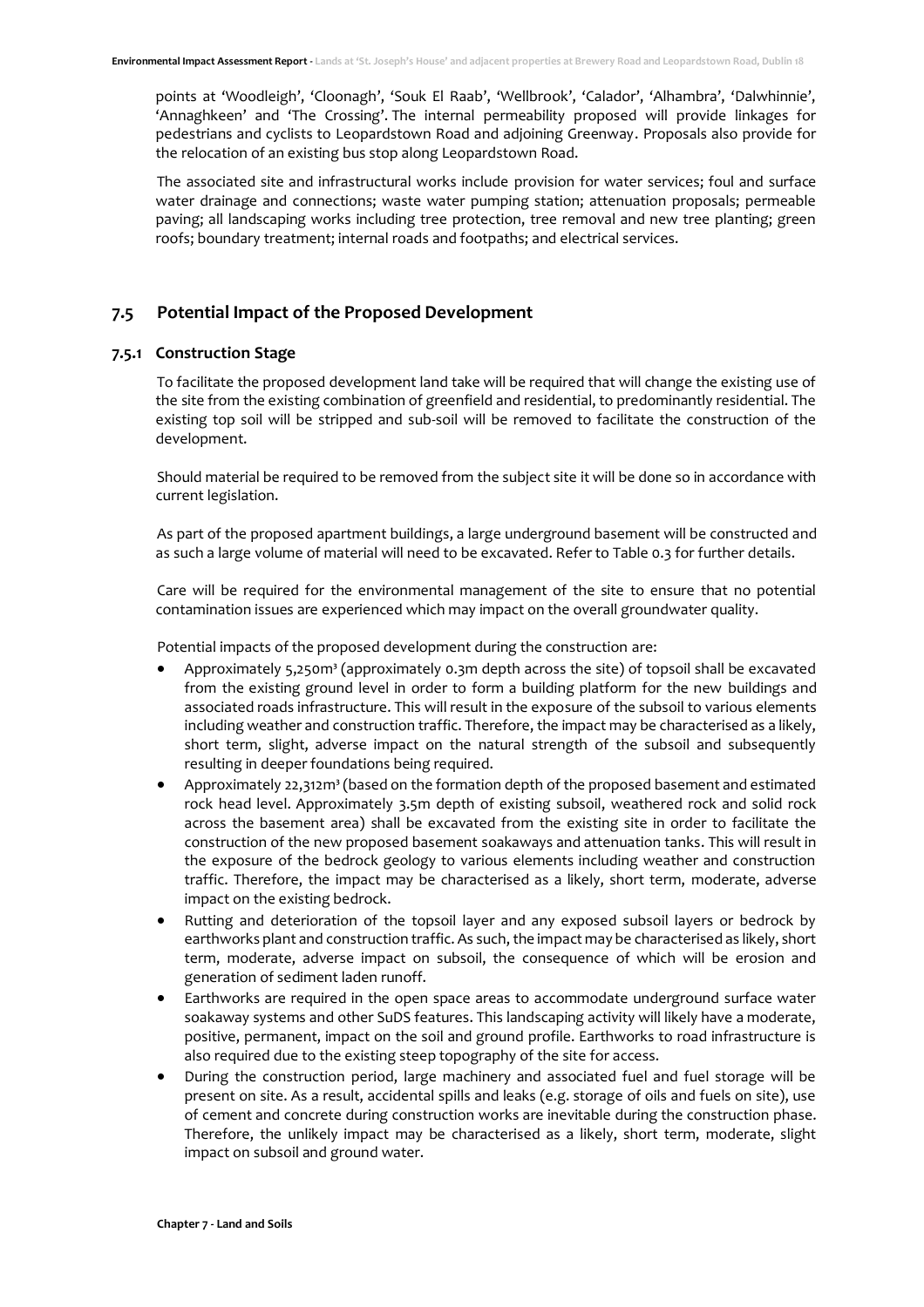points at 'Woodleigh', 'Cloonagh', 'Souk El Raab', 'Wellbrook', 'Calador', 'Alhambra', 'Dalwhinnie', 'Annaghkeen' and 'The Crossing'. The internal permeability proposed will provide linkages for pedestrians and cyclists to Leopardstown Road and adjoining Greenway. Proposals also provide for the relocation of an existing bus stop along Leopardstown Road.

The associated site and infrastructural works include provision for water services; foul and surface water drainage and connections; waste water pumping station; attenuation proposals; permeable paving; all landscaping works including tree protection, tree removal and new tree planting; green roofs; boundary treatment; internal roads and footpaths; and electrical services.

## 7.5 Potential Impact of the Proposed Development

### 7.5.1 Construction Stage

To facilitate the proposed development land take will be required that will change the existing use of the site from the existing combination of greenfield and residential, to predominantly residential. The existing top soil will be stripped and sub-soil will be removed to facilitate the construction of the development.

Should material be required to be removed from the subject site it will be done so in accordance with current legislation.

As part of the proposed apartment buildings, a large underground basement will be constructed and as such a large volume of material will need to be excavated. Refer to Table 0.3 for further details.

Care will be required for the environmental management of the site to ensure that no potential contamination issues are experienced which may impact on the overall groundwater quality.

Potential impacts of the proposed development during the construction are:

- Approximately 5,250m³ (approximately 0.3m depth across the site) of topsoil shall be excavated from the existing ground level in order to form a building platform for the new buildings and associated roads infrastructure. This will result in the exposure of the subsoil to various elements including weather and construction traffic. Therefore, the impact may be characterised as a likely, short term, slight, adverse impact on the natural strength of the subsoil and subsequently resulting in deeper foundations being required.
- Approximately 22,312m³ (based on the formation depth of the proposed basement and estimated rock head level. Approximately 3.5m depth of existing subsoil, weathered rock and solid rock across the basement area) shall be excavated from the existing site in order to facilitate the construction of the new proposed basement soakaways and attenuation tanks. This will result in the exposure of the bedrock geology to various elements including weather and construction traffic. Therefore, the impact may be characterised as a likely, short term, moderate, adverse impact on the existing bedrock.
- Rutting and deterioration of the topsoil layer and any exposed subsoil layers or bedrock by earthworks plant and construction traffic. As such, the impact may be characterised as likely, short term, moderate, adverse impact on subsoil, the consequence of which will be erosion and generation of sediment laden runoff.
- Earthworks are required in the open space areas to accommodate underground surface water soakaway systems and other SuDS features. This landscaping activity will likely have a moderate, positive, permanent, impact on the soil and ground profile. Earthworks to road infrastructure is also required due to the existing steep topography of the site for access.
- During the construction period, large machinery and associated fuel and fuel storage will be present on site. As a result, accidental spills and leaks (e.g. storage of oils and fuels on site), use of cement and concrete during construction works are inevitable during the construction phase. Therefore, the unlikely impact may be characterised as a likely, short term, moderate, slight impact on subsoil and ground water.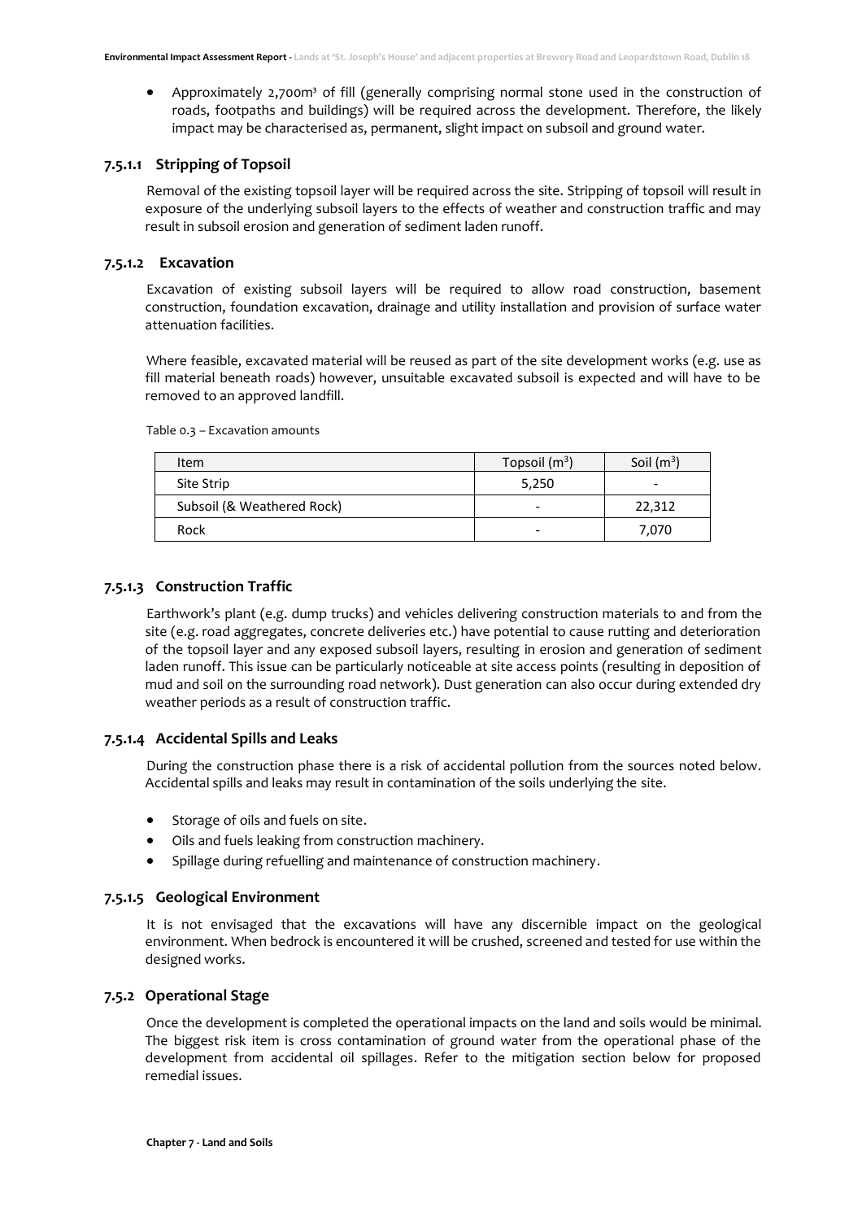- Approximately 2,700m³ of fill (generally comprising normal stone used in the construction of roads, footpaths and buildings) will be required across the development. Therefore, the likely impact may be characterised as, permanent, slight impact on subsoil and ground water.

#### 7.5.1.1 Stripping of Topsoil

Removal of the existing topsoil layer will be required across the site. Stripping of topsoil will result in exposure of the underlying subsoil layers to the effects of weather and construction traffic and may result in subsoil erosion and generation of sediment laden runoff.

#### 7.5.1.2 Excavation

Excavation of existing subsoil layers will be required to allow road construction, basement construction, foundation excavation, drainage and utility installation and provision of surface water attenuation facilities.

Where feasible, excavated material will be reused as part of the site development works (e.g. use as fill material beneath roads) however, unsuitable excavated subsoil is expected and will have to be removed to an approved landfill.

Table 0.3 – Excavation amounts

| Item | Topsoil ($m^3$) | Soil ($m^3$) |
|---|---|---|
| Site Strip | 5,250 | - |
| Subsoil (& Weathered Rock) | - | 22,312 |
| Rock | - | 7,070 |

#### 7.5.1.3 Construction Traffic

Earthwork's plant (e.g. dump trucks) and vehicles delivering construction materials to and from the site (e.g. road aggregates, concrete deliveries etc.) have potential to cause rutting and deterioration of the topsoil layer and any exposed subsoil layers, resulting in erosion and generation of sediment laden runoff. This issue can be particularly noticeable at site access points (resulting in deposition of mud and soil on the surrounding road network). Dust generation can also occur during extended dry weather periods as a result of construction traffic.

#### 7.5.1.4 Accidental Spills and Leaks

During the construction phase there is a risk of accidental pollution from the sources noted below. Accidental spills and leaks may result in contamination of the soils underlying the site.

- Storage of oils and fuels on site.
- Oils and fuels leaking from construction machinery.
- Spillage during refuelling and maintenance of construction machinery.

#### 7.5.1.5 Geological Environment

It is not envisaged that the excavations will have any discernible impact on the geological environment. When bedrock is encountered it will be crushed, screened and tested for use within the designed works.

### 7.5.2 Operational Stage

Once the development is completed the operational impacts on the land and soils would be minimal. The biggest risk item is cross contamination of ground water from the operational phase of the development from accidental oil spillages. Refer to the mitigation section below for proposed remedial issues.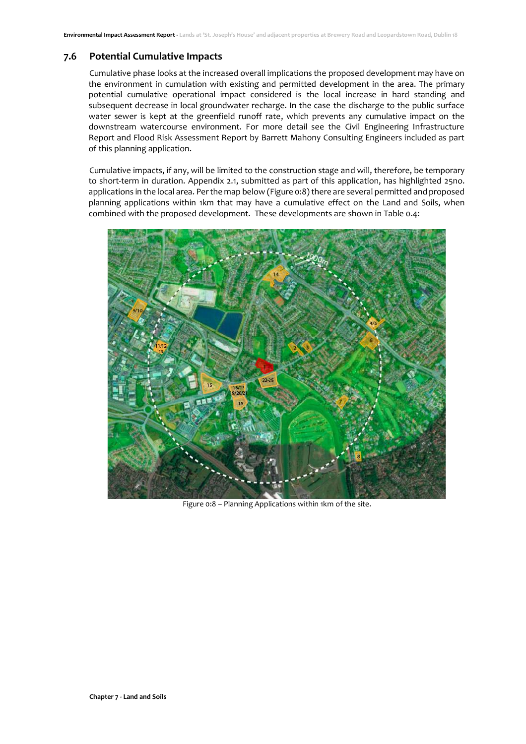## 7.6 Potential Cumulative Impacts

Cumulative phase looks at the increased overall implications the proposed development may have on the environment in cumulation with existing and permitted development in the area. The primary potential cumulative operational impact considered is the local increase in hard standing and subsequent decrease in local groundwater recharge. In the case the discharge to the public surface water sewer is kept at the greenfield runoff rate, which prevents any cumulative impact on the downstream watercourse environment. For more detail see the Civil Engineering Infrastructure Report and Flood Risk Assessment Report by Barrett Mahony Consulting Engineers included as part of this planning application.

Cumulative impacts, if any, will be limited to the construction stage and will, therefore, be temporary to short-term in duration. Appendix 2.1, submitted as part of this application, has highlighted 25no. applications in the local area. Per the map below (Figure 0:8) there are several permitted and proposed planning applications within 1km that may have a cumulative effect on the Land and Soils, when combined with the proposed development. These developments are shown in Table 0.4:

Figure 0:8 – Planning Applications within 1km of the site.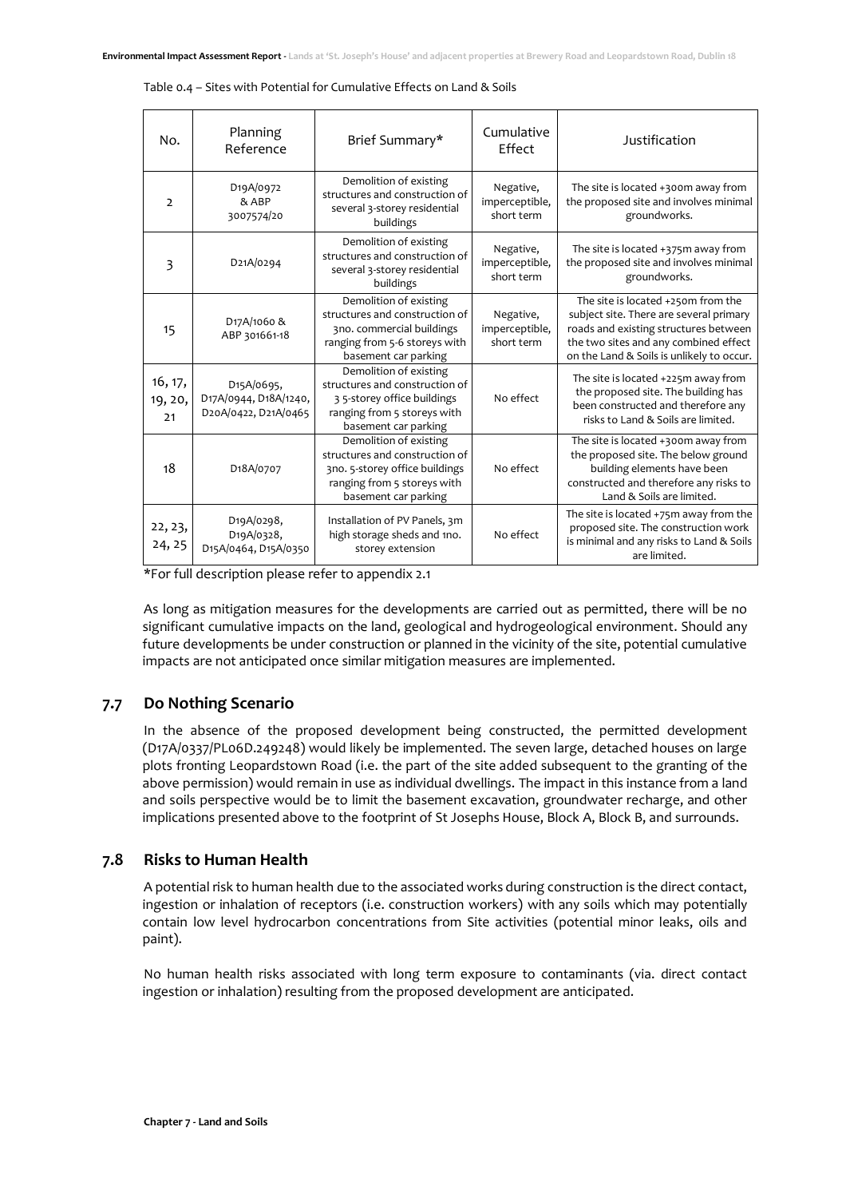Table 0.4 – Sites with Potential for Cumulative Effects on Land & Soils

| No. | Planning Reference | Brief Summary* | Cumulative Effect | Justification |
|---|---|---|---|---|
| 2 | D19A/0972 & ABP 3007574/20 | Demolition of existing structures and construction of several 3-storey residential buildings | Negative, imperceptible, short term | The site is located +300m away from the proposed site and involves minimal groundworks. |
| 3 | D21A/0294 | Demolition of existing structures and construction of several 3-storey residential buildings | Negative, imperceptible, short term | The site is located +375m away from the proposed site and involves minimal groundworks. |
| 15 | D17A/1060 & ABP 301661-18 | Demolition of existing structures and construction of 3no. commercial buildings ranging from 5-6 storeys with basement car parking | Negative, imperceptible, short term | The site is located +250m from the subject site. There are several primary roads and existing structures between the two sites and any combined effect on the Land & Soils is unlikely to occur. |
| 16, 17, 19, 20, 21 | D15A/0695, D17A/0944, D18A/1240, D20A/0422, D21A/0465 | Demolition of existing structures and construction of 3 5-storey office buildings ranging from 5 storeys with basement car parking | No effect | The site is located +225m away from the proposed site. The building has been constructed and therefore any risks to Land & Soils are limited. |
| 18 | D18A/0707 | Demolition of existing structures and construction of 3no. 5-storey office buildings ranging from 5 storeys with basement car parking | No effect | The site is located +300m away from the proposed site. The below ground building elements have been constructed and therefore any risks to Land & Soils are limited. |
| 22, 23, 24, 25 | D19A/0298, D19A/0328, D15A/0464, D15A/0350 | Installation of PV Panels, 3m high storage sheds and 1no. storey extension | No effect | The site is located +75m away from the proposed site. The construction work is minimal and any risks to Land & Soils are limited. |

*For full description please refer to appendix 2.1

As long as mitigation measures for the developments are carried out as permitted, there will be no significant cumulative impacts on the land, geological and hydrogeological environment. Should any future developments be under construction or planned in the vicinity of the site, potential cumulative impacts are not anticipated once similar mitigation measures are implemented.

## 7.7 Do Nothing Scenario

In the absence of the proposed development being constructed, the permitted development (D17A/0337/PL06D.249248) would likely be implemented. The seven large, detached houses on large plots fronting Leopardstown Road (i.e. the part of the site added subsequent to the granting of the above permission) would remain in use as individual dwellings. The impact in this instance from a land and soils perspective would be to limit the basement excavation, groundwater recharge, and other implications presented above to the footprint of St Josephs House, Block A, Block B, and surrounds.

## 7.8 Risks to Human Health

A potential risk to human health due to the associated works during construction is the direct contact, ingestion or inhalation of receptors (i.e. construction workers) with any soils which may potentially contain low level hydrocarbon concentrations from Site activities (potential minor leaks, oils and paint).

No human health risks associated with long term exposure to contaminants (via. direct contact ingestion or inhalation) resulting from the proposed development are anticipated.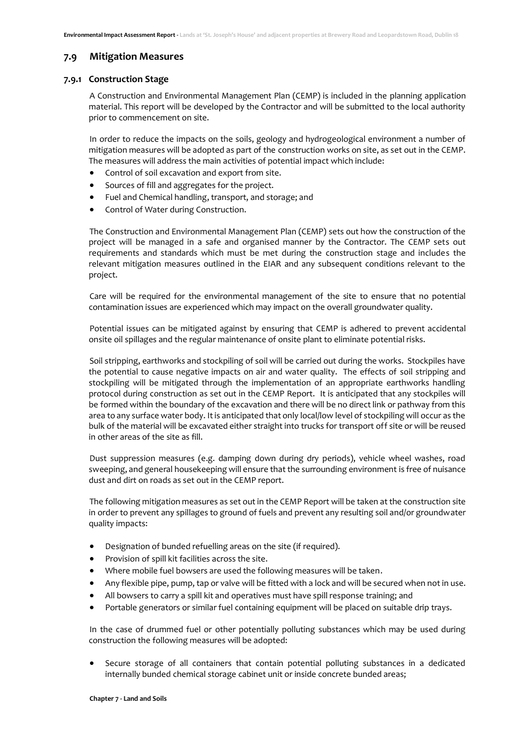## 7.9 Mitigation Measures

### 7.9.1 Construction Stage

A Construction and Environmental Management Plan (CEMP) is included in the planning application material. This report will be developed by the Contractor and will be submitted to the local authority prior to commencement on site.

In order to reduce the impacts on the soils, geology and hydrogeological environment a number of mitigation measures will be adopted as part of the construction works on site, as set out in the CEMP. The measures will address the main activities of potential impact which include:

- Control of soil excavation and export from site.
- Sources of fill and aggregates for the project.
- Fuel and Chemical handling, transport, and storage; and
- Control of Water during Construction.

The Construction and Environmental Management Plan (CEMP) sets out how the construction of the project will be managed in a safe and organised manner by the Contractor. The CEMP sets out requirements and standards which must be met during the construction stage and includes the relevant mitigation measures outlined in the EIAR and any subsequent conditions relevant to the project.

Care will be required for the environmental management of the site to ensure that no potential contamination issues are experienced which may impact on the overall groundwater quality.

Potential issues can be mitigated against by ensuring that CEMP is adhered to prevent accidental onsite oil spillages and the regular maintenance of onsite plant to eliminate potential risks.

Soil stripping, earthworks and stockpiling of soil will be carried out during the works. Stockpiles have the potential to cause negative impacts on air and water quality. The effects of soil stripping and stockpiling will be mitigated through the implementation of an appropriate earthworks handling protocol during construction as set out in the CEMP Report. It is anticipated that any stockpiles will be formed within the boundary of the excavation and there will be no direct link or pathway from this area to any surface water body. It is anticipated that only local/low level of stockpiling will occur as the bulk of the material will be excavated either straight into trucks for transport off site or will be reused in other areas of the site as fill.

Dust suppression measures (e.g. damping down during dry periods), vehicle wheel washes, road sweeping, and general housekeeping will ensure that the surrounding environment is free of nuisance dust and dirt on roads as set out in the CEMP report.

The following mitigation measures as set out in the CEMP Report will be taken at the construction site in order to prevent any spillages to ground of fuels and prevent any resulting soil and/or groundwater quality impacts:

- Designation of bunded refuelling areas on the site (if required).
- Provision of spill kit facilities across the site.
- Where mobile fuel bowsers are used the following measures will be taken.
- Any flexible pipe, pump, tap or valve will be fitted with a lock and will be secured when not in use.
- All bowsers to carry a spill kit and operatives must have spill response training; and
- Portable generators or similar fuel containing equipment will be placed on suitable drip trays.

In the case of drummed fuel or other potentially polluting substances which may be used during construction the following measures will be adopted:

- Secure storage of all containers that contain potential polluting substances in a dedicated internally bunded chemical storage cabinet unit or inside concrete bunded areas;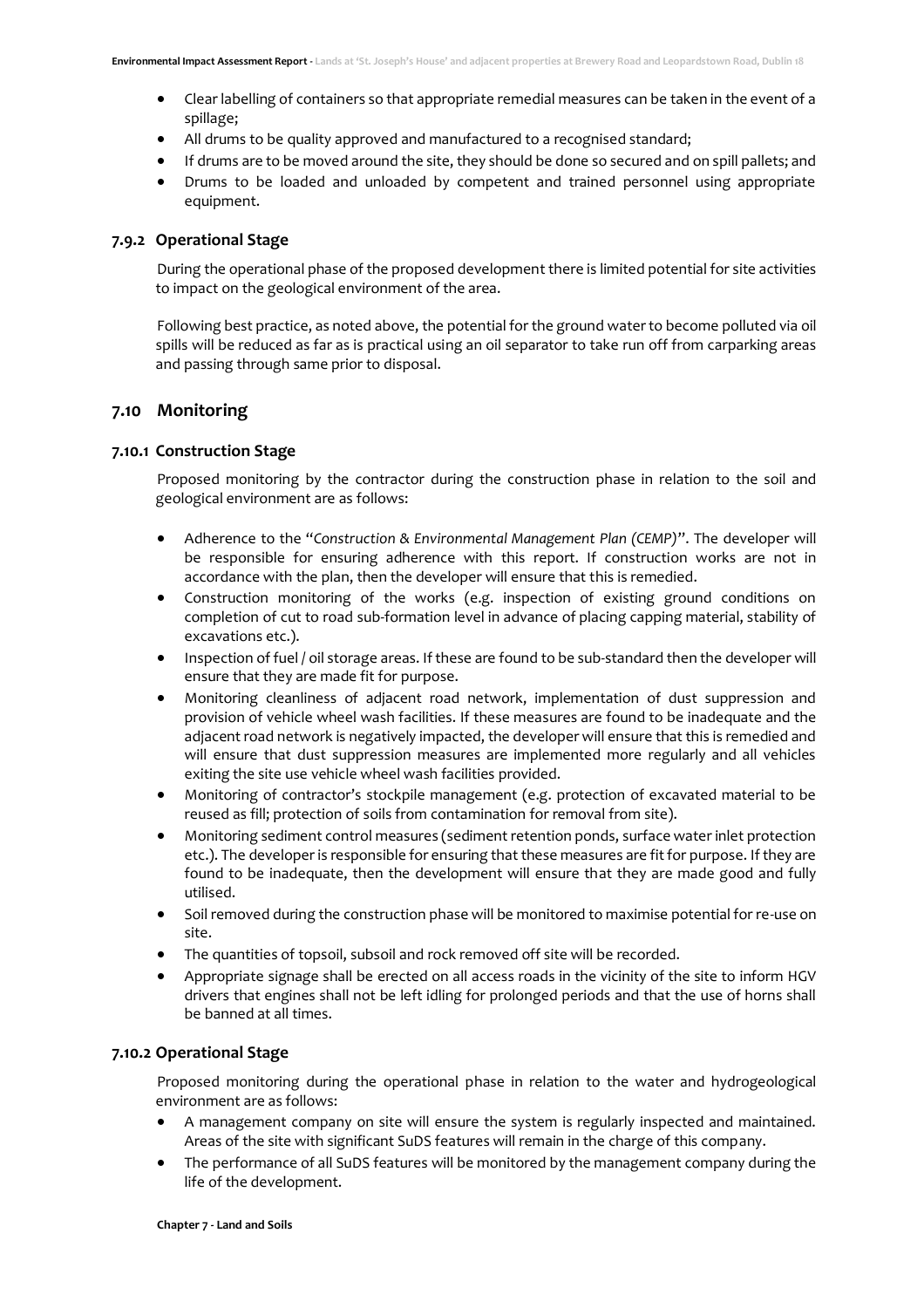- Clear labelling of containers so that appropriate remedial measures can be taken in the event of a spillage;
- All drums to be quality approved and manufactured to a recognised standard;
- If drums are to be moved around the site, they should be done so secured and on spill pallets; and
- Drums to be loaded and unloaded by competent and trained personnel using appropriate equipment.

### 7.9.2 Operational Stage

During the operational phase of the proposed development there is limited potential for site activities to impact on the geological environment of the area.

Following best practice, as noted above, the potential for the ground water to become polluted via oil spills will be reduced as far as is practical using an oil separator to take run off from carparking areas and passing through same prior to disposal.

## 7.10 Monitoring

### 7.10.1 Construction Stage

Proposed monitoring by the contractor during the construction phase in relation to the soil and geological environment are as follows:

- Adherence to the "*Construction & Environmental Management Plan (CEMP)*". The developer will be responsible for ensuring adherence with this report. If construction works are not in accordance with the plan, then the developer will ensure that this is remedied.
- Construction monitoring of the works (e.g. inspection of existing ground conditions on completion of cut to road sub-formation level in advance of placing capping material, stability of excavations etc.).
- Inspection of fuel / oil storage areas. If these are found to be sub-standard then the developer will ensure that they are made fit for purpose.
- Monitoring cleanliness of adjacent road network, implementation of dust suppression and provision of vehicle wheel wash facilities. If these measures are found to be inadequate and the adjacent road network is negatively impacted, the developer will ensure that this is remedied and will ensure that dust suppression measures are implemented more regularly and all vehicles exiting the site use vehicle wheel wash facilities provided.
- Monitoring of contractor's stockpile management (e.g. protection of excavated material to be reused as fill; protection of soils from contamination for removal from site).
- Monitoring sediment control measures (sediment retention ponds, surface water inlet protection etc.). The developer is responsible for ensuring that these measures are fit for purpose. If they are found to be inadequate, then the development will ensure that they are made good and fully utilised.
- Soil removed during the construction phase will be monitored to maximise potential for re-use on site.
- The quantities of topsoil, subsoil and rock removed off site will be recorded.
- Appropriate signage shall be erected on all access roads in the vicinity of the site to inform HGV drivers that engines shall not be left idling for prolonged periods and that the use of horns shall be banned at all times.

### 7.10.2 Operational Stage

Proposed monitoring during the operational phase in relation to the water and hydrogeological environment are as follows:

- A management company on site will ensure the system is regularly inspected and maintained. Areas of the site with significant SuDS features will remain in the charge of this company.
- The performance of all SuDS features will be monitored by the management company during the life of the development.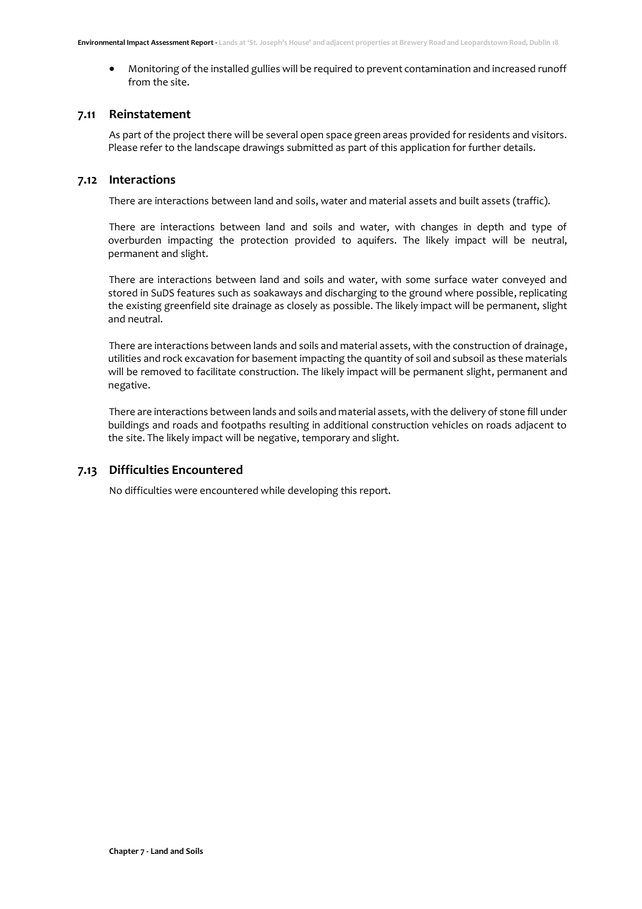- Monitoring of the installed gullies will be required to prevent contamination and increased runoff from the site.

## 7.11 Reinstatement

As part of the project there will be several open space green areas provided for residents and visitors. Please refer to the landscape drawings submitted as part of this application for further details.

## 7.12 Interactions

There are interactions between land and soils, water and material assets and built assets (traffic).

There are interactions between land and soils and water, with changes in depth and type of overburden impacting the protection provided to aquifers. The likely impact will be neutral, permanent and slight.

There are interactions between land and soils and water, with some surface water conveyed and stored in SuDS features such as soakaways and discharging to the ground where possible, replicating the existing greenfield site drainage as closely as possible. The likely impact will be permanent, slight and neutral.

There are interactions between lands and soils and material assets, with the construction of drainage, utilities and rock excavation for basement impacting the quantity of soil and subsoil as these materials will be removed to facilitate construction. The likely impact will be permanent slight, permanent and negative.

There are interactions between lands and soils and material assets, with the delivery of stone fill under buildings and roads and footpaths resulting in additional construction vehicles on roads adjacent to the site. The likely impact will be negative, temporary and slight.

## 7.13 Difficulties Encountered

No difficulties were encountered while developing this report.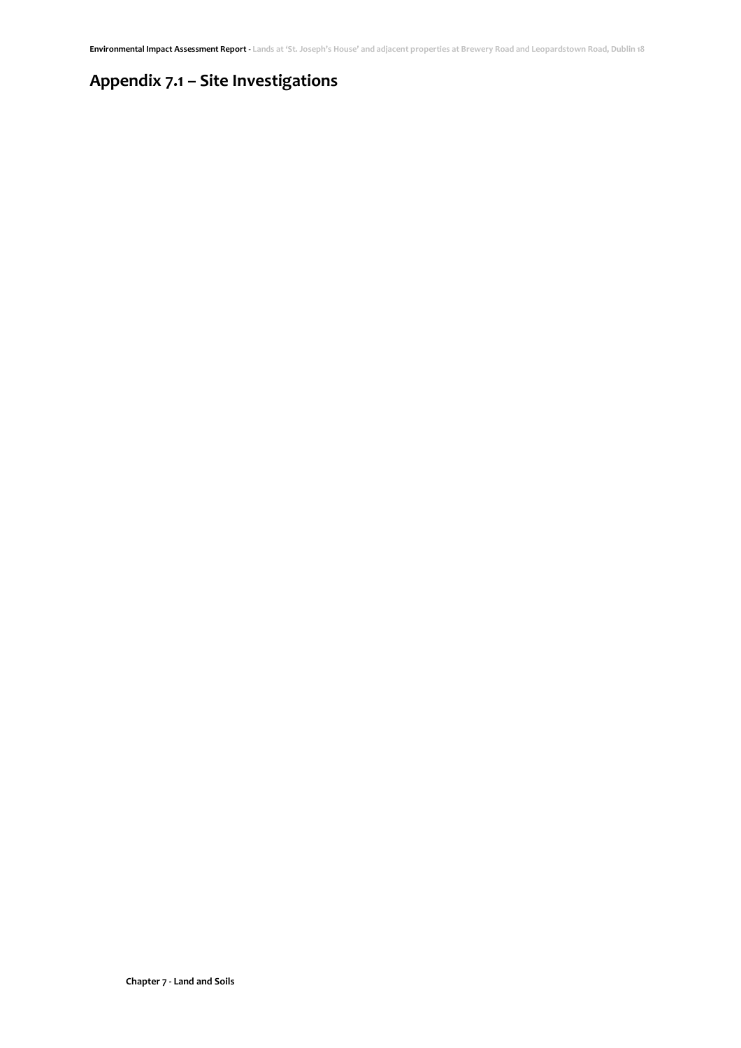# Appendix 7.1 – Site Investigations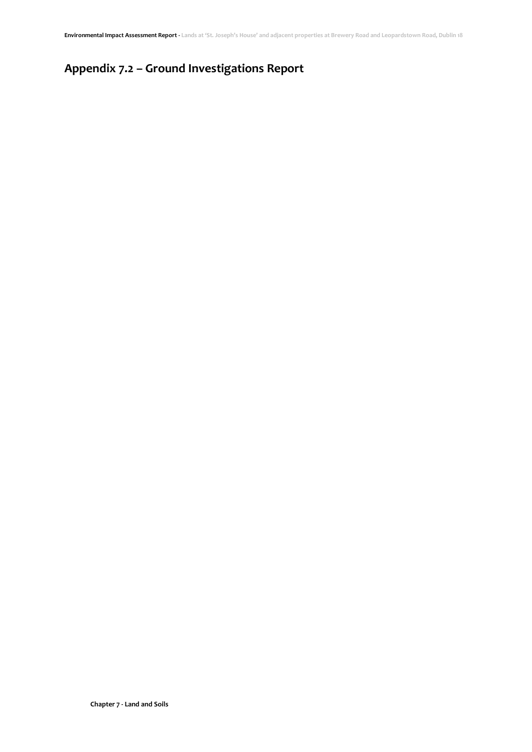# Appendix 7.2 – Ground Investigations Report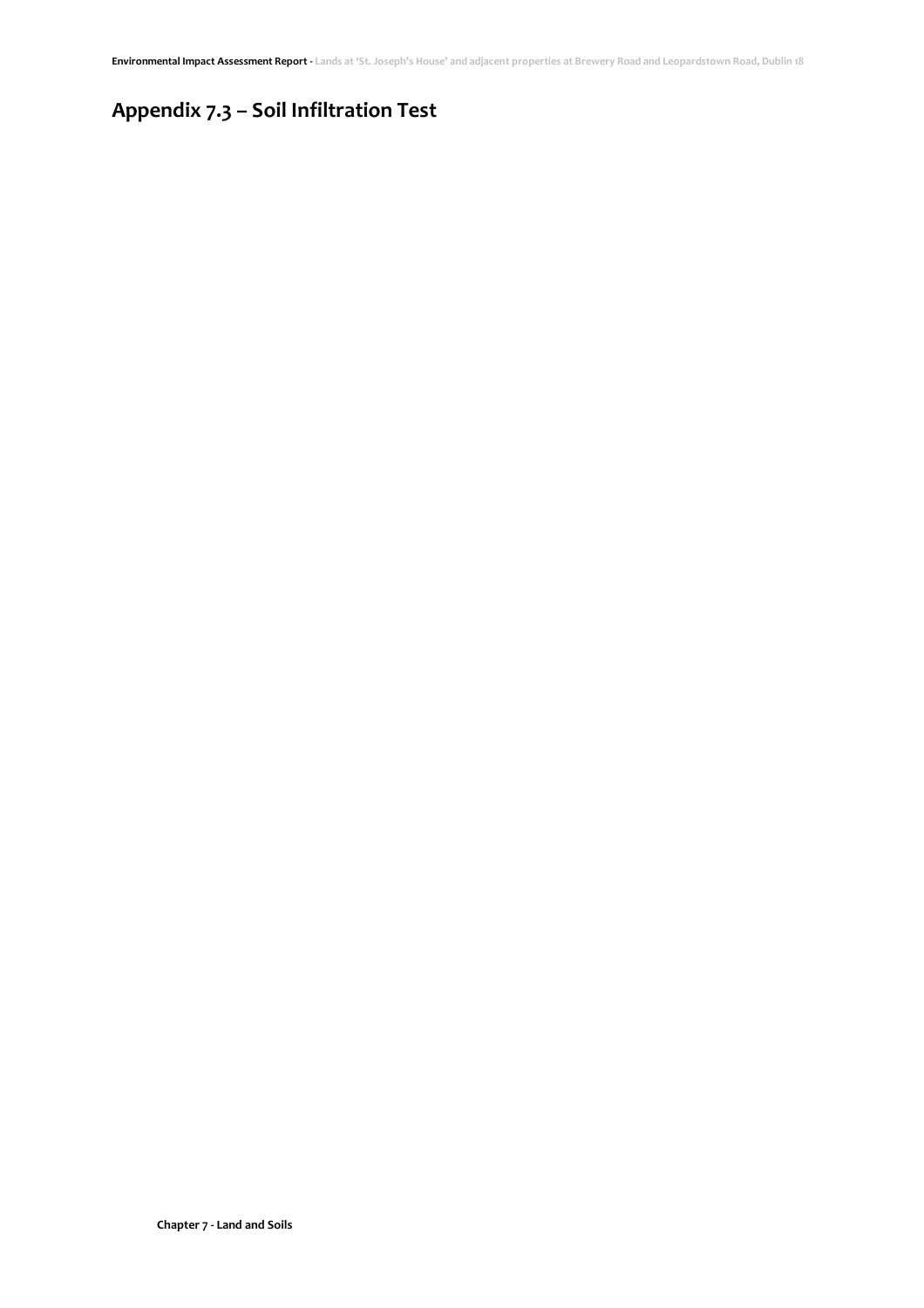# Appendix 7.3 – Soil Infiltration Test